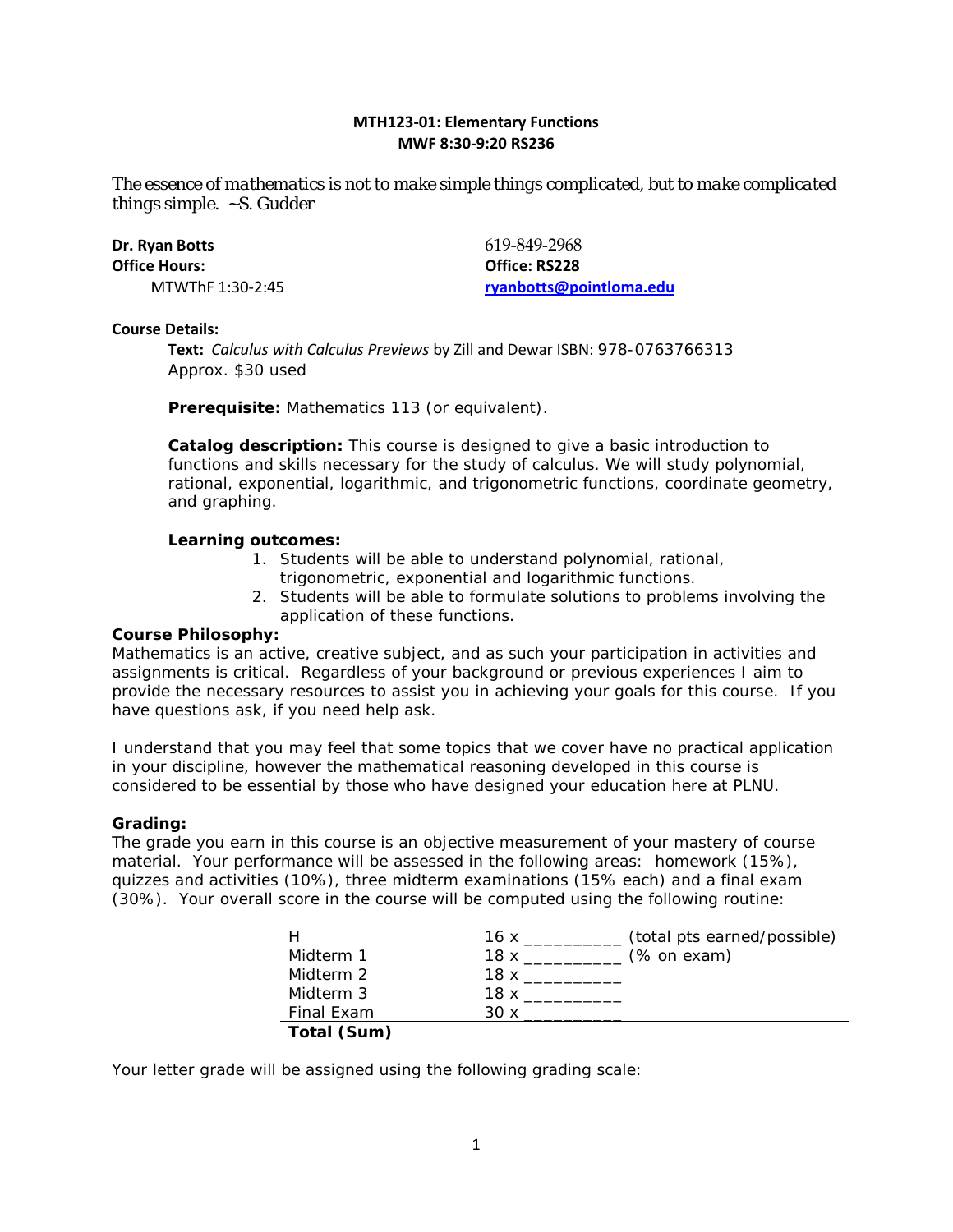**MTH123-01: Elementary Functions**
**MWF 8:30-9:20 RS236**

*The essence of mathematics is not to make simple things complicated, but to make complicated things simple. ~S. Gudder*

**Dr. Ryan Botts**
619-849-2968

**Office Hours:**
MTWThF 1:30-2:45

**Office: RS228**
[ryanbotts@pointloma.edu](mailto:ryanbotts@pointloma.edu)

**Course Details:**

**Text:** *Calculus with Calculus Previews* by Zill and Dewar ISBN: 978-0763766313
Approx. $30 used

**Prerequisite:** Mathematics 113 (or equivalent).

**Catalog description:** This course is designed to give a basic introduction to functions and skills necessary for the study of calculus. We will study polynomial, rational, exponential, logarithmic, and trigonometric functions, coordinate geometry, and graphing.

**Learning outcomes:**

1. Students will be able to understand polynomial, rational, trigonometric, exponential and logarithmic functions.
2. Students will be able to formulate solutions to problems involving the application of these functions.

**Course Philosophy:**

Mathematics is an active, creative subject, and as such your participation in activities and assignments is critical. Regardless of your background or previous experiences I aim to provide the necessary resources to assist you in achieving your goals for this course. If you have questions ask, if you need help ask.

I understand that you may feel that some topics that we cover have no practical application in your discipline, however the mathematical reasoning developed in this course is considered to be essential by those who have designed your education here at PLNU.

**Grading:**

The grade you earn in this course is an objective measurement of your mastery of course material. Your performance will be assessed in the following areas: homework (15%), quizzes and activities (10%), three midterm examinations (15% each) and a final exam (30%). Your overall score in the course will be computed using the following routine:

| | |
|---|---|
| H | 16 x __________ (total pts earned/possible) |
| Midterm 1 | 18 x __________ (% on exam) |
| Midterm 2 | 18 x __________ |
| Midterm 3 | 18 x __________ |
| Final Exam | 30 x __________ |
| **Total (Sum)** | |

Your letter grade will be assigned using the following grading scale: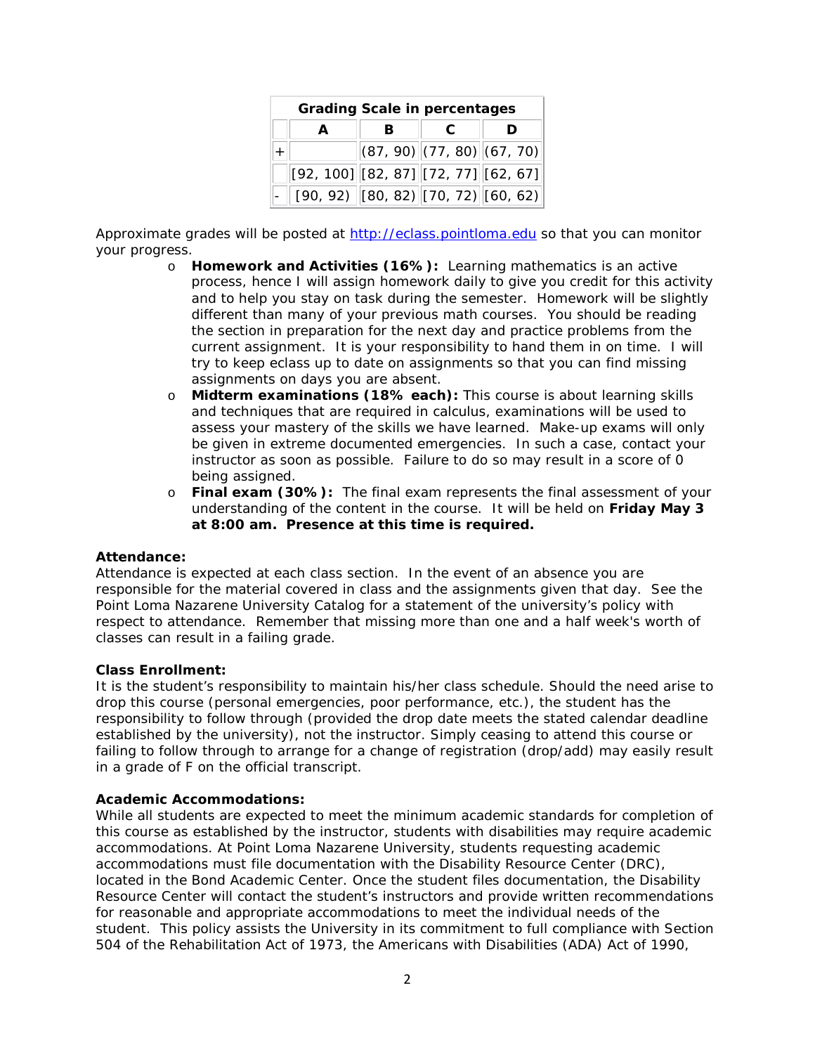| Grading Scale in percentages | | | | |
|---|---|---|---|---|
| | A | B | C | D |
| + | | (87, 90) | (77, 80) | (67, 70) |
| | [92, 100] | [82, 87] | [72, 77] | [62, 67] |
| - | [90, 92) | [80, 82) | [70, 72) | [60, 62) |

Approximate grades will be posted at http://eclass.pointloma.edu so that you can monitor your progress.

- **Homework and Activities (16%):** Learning mathematics is an active process, hence I will assign homework daily to give you credit for this activity and to help you stay on task during the semester. Homework will be slightly different than many of your previous math courses. You should be reading the section in preparation for the next day and practice problems from the current assignment. It is your responsibility to hand them in on time. I will try to keep eclass up to date on assignments so that you can find missing assignments on days you are absent.
- **Midterm examinations (18% each):** This course is about learning skills and techniques that are required in calculus, examinations will be used to assess your mastery of the skills we have learned. Make-up exams will only be given in extreme documented emergencies. In such a case, contact your instructor as soon as possible. Failure to do so may result in a score of 0 being assigned.
- **Final exam (30%):** The final exam represents the final assessment of your understanding of the content in the course. It will be held on **Friday May 3 at 8:00 am. Presence at this time is required.**

**Attendance:**
Attendance is expected at each class section. In the event of an absence you are responsible for the material covered in class and the assignments given that day. See the Point Loma Nazarene University Catalog for a statement of the university's policy with respect to attendance. Remember that missing more than one and a half week's worth of classes can result in a failing grade.

**Class Enrollment:**
It is the student's responsibility to maintain his/her class schedule. Should the need arise to drop this course (personal emergencies, poor performance, etc.), the student has the responsibility to follow through (provided the drop date meets the stated calendar deadline established by the university), not the instructor. Simply ceasing to attend this course or failing to follow through to arrange for a change of registration (drop/add) may easily result in a grade of F on the official transcript.

**Academic Accommodations:**
While all students are expected to meet the minimum academic standards for completion of this course as established by the instructor, students with disabilities may require academic accommodations. At Point Loma Nazarene University, students requesting academic accommodations must file documentation with the Disability Resource Center (DRC), located in the Bond Academic Center. Once the student files documentation, the Disability Resource Center will contact the student's instructors and provide written recommendations for reasonable and appropriate accommodations to meet the individual needs of the student. This policy assists the University in its commitment to full compliance with Section 504 of the Rehabilitation Act of 1973, the Americans with Disabilities (ADA) Act of 1990,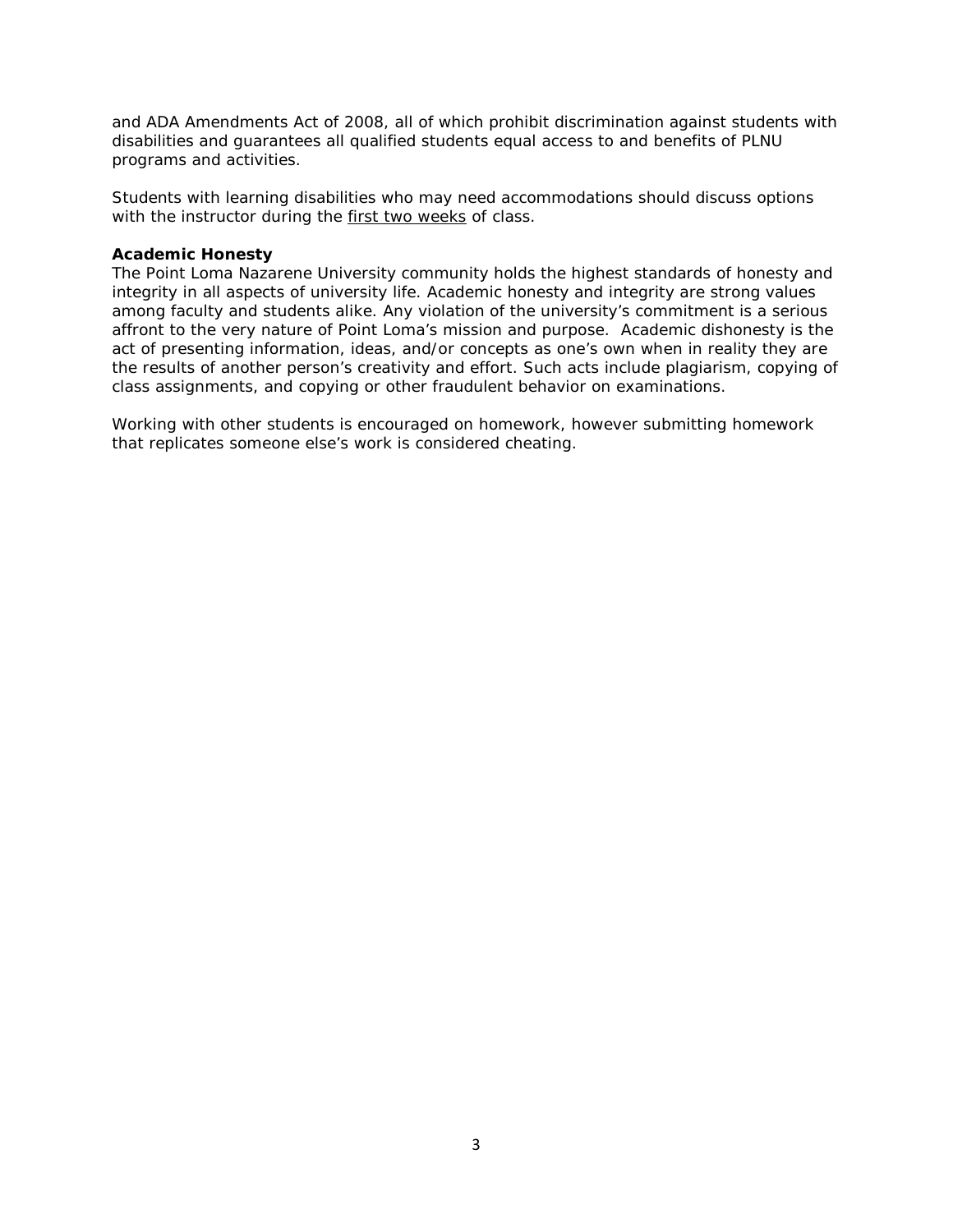and ADA Amendments Act of 2008, all of which prohibit discrimination against students with disabilities and guarantees all qualified students equal access to and benefits of PLNU programs and activities.

Students with learning disabilities who may need accommodations should discuss options with the instructor during the <u>first two weeks</u> of class.

**Academic Honesty**

The Point Loma Nazarene University community holds the highest standards of honesty and integrity in all aspects of university life. Academic honesty and integrity are strong values among faculty and students alike. Any violation of the university's commitment is a serious affront to the very nature of Point Loma's mission and purpose. Academic dishonesty is the act of presenting information, ideas, and/or concepts as one's own when in reality they are the results of another person's creativity and effort. Such acts include plagiarism, copying of class assignments, and copying or other fraudulent behavior on examinations.

Working with other students is encouraged on homework, however submitting homework that replicates someone else's work is considered cheating.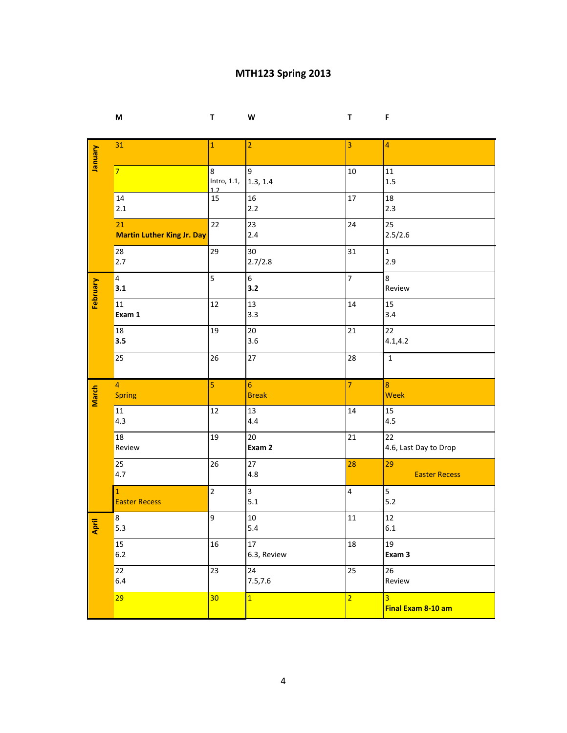# MTH123 Spring 2013

| | M | T | W | T | F |
|---|---|---|---|---|---|
| January | 31 | 1 | 2 | 3 | 4 |
| | 7 | 8 Intro, 1.1, 1.2 | 9 1.3, 1.4 | 10 | 11 1.5 |
| | 14 2.1 | 15 | 16 2.2 | 17 | 18 2.3 |
| | 21 **Martin Luther King Jr. Day** | 22 | 23 2.4 | 24 | 25 2.5/2.6 |
| | 28 2.7 | 29 | 30 2.7/2.8 | 31 | 1 2.9 |
| February | 4 **3.1** | 5 | 6 **3.2** | 7 | 8 Review |
| | 11 **Exam 1** | 12 | 13 3.3 | 14 | 15 3.4 |
| | 18 **3.5** | 19 | 20 3.6 | 21 | 22 4.1,4.2 |
| | 25 | 26 | 27 | 28 | 1 |
| March | 4 Spring | 5 | 6 Break | 7 | 8 Week |
| | 11 4.3 | 12 | 13 4.4 | 14 | 15 4.5 |
| | 18 Review | 19 | 20 **Exam 2** | 21 | 22 4.6, Last Day to Drop |
| | 25 4.7 | 26 | 27 4.8 | 28 | 29 Easter Recess |
| | 1 Easter Recess | 2 | 3 5.1 | 4 | 5 5.2 |
| April | 8 5.3 | 9 | 10 5.4 | 11 | 12 6.1 |
| | 15 6.2 | 16 | 17 6.3, Review | 18 | 19 **Exam 3** |
| | 22 6.4 | 23 | 24 7.5,7.6 | 25 | 26 Review |
| | 29 | 30 | 1 | 2 | 3 **Final Exam 8-10 am** |